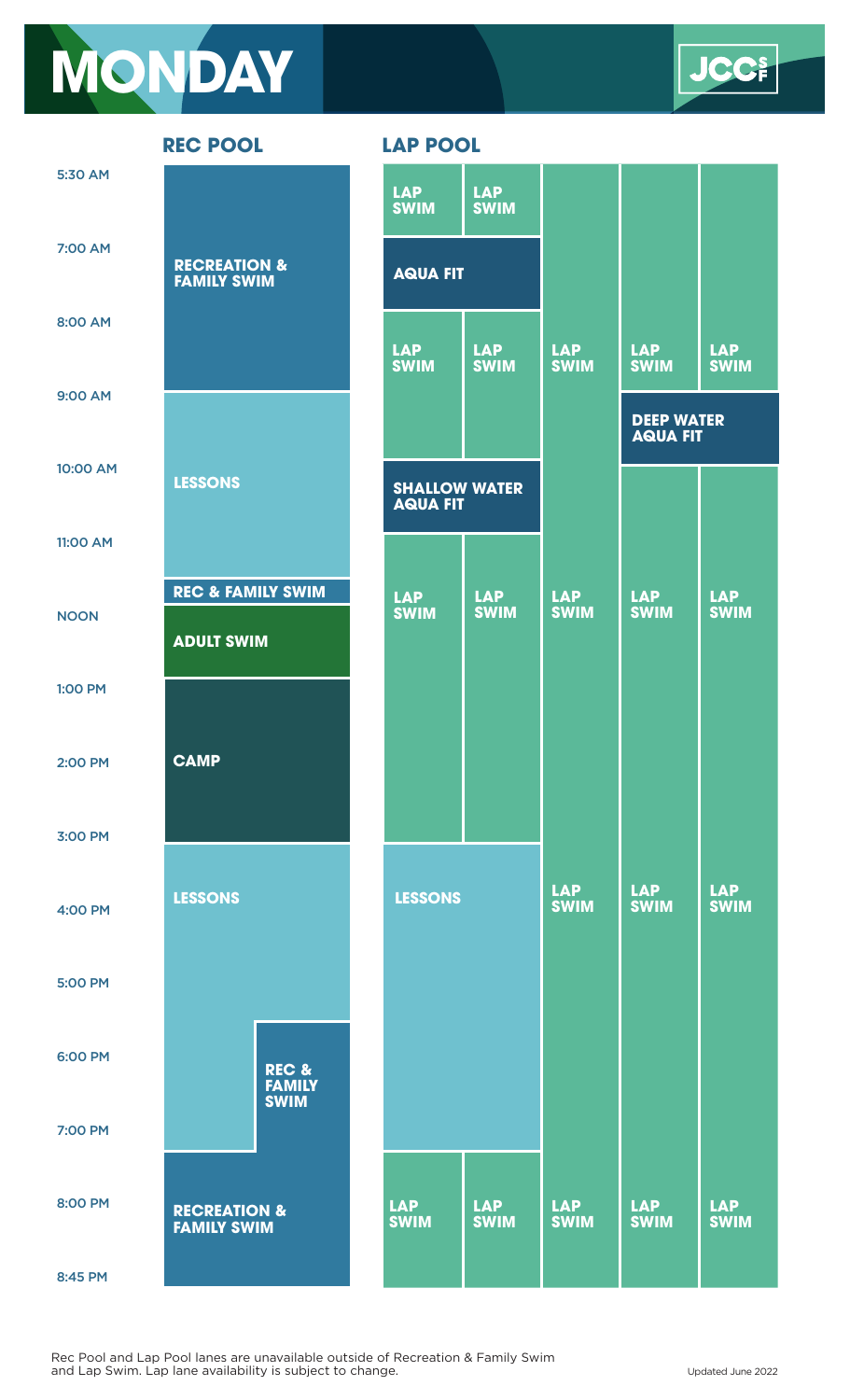# MONDAY

JCC SF

## REC POOL

| Time | Activity |
| --- | --- |
| 5:30 AM – 9:00 AM | RECREATION & FAMILY SWIM |
| 9:00 AM – 11:30 AM | LESSONS |
| 11:30 AM – 11:45 AM | REC & FAMILY SWIM |
| 11:45 AM – 1:00 PM | ADULT SWIM |
| 1:00 PM – 3:00 PM | CAMP |
| 3:00 PM – 7:15 PM | LESSONS |
| 5:30 PM – 7:15 PM | REC & FAMILY SWIM |
| 7:15 PM – 8:45 PM | RECREATION & FAMILY SWIM |

## LAP POOL

| Time | Lane 1 | Lane 2 | Lane 3 | Lane 4 | Lane 5 |
| --- | --- | --- | --- | --- | --- |
| 5:30 AM – 7:00 AM | LAP SWIM | LAP SWIM | LAP SWIM | LAP SWIM | LAP SWIM |
| 7:00 AM – 8:00 AM | AQUA FIT | | LAP SWIM | LAP SWIM | LAP SWIM |
| 8:00 AM – 9:00 AM | LAP SWIM | LAP SWIM | LAP SWIM | LAP SWIM | LAP SWIM |
| 9:00 AM – 10:00 AM | LAP SWIM | LAP SWIM | LAP SWIM | DEEP WATER AQUA FIT | |
| 10:00 AM – 11:00 AM | SHALLOW WATER AQUA FIT | | LAP SWIM | LAP SWIM | LAP SWIM |
| 11:00 AM – 3:00 PM | LAP SWIM | LAP SWIM | LAP SWIM | LAP SWIM | LAP SWIM |
| 3:00 PM – 7:15 PM | LESSONS | | LAP SWIM | LAP SWIM | LAP SWIM |
| 7:15 PM – 8:45 PM | LAP SWIM | LAP SWIM | LAP SWIM | LAP SWIM | LAP SWIM |

Rec Pool and Lap Pool lanes are unavailable outside of Recreation & Family Swim and Lap Swim. Lap lane availability is subject to change.

Updated June 2022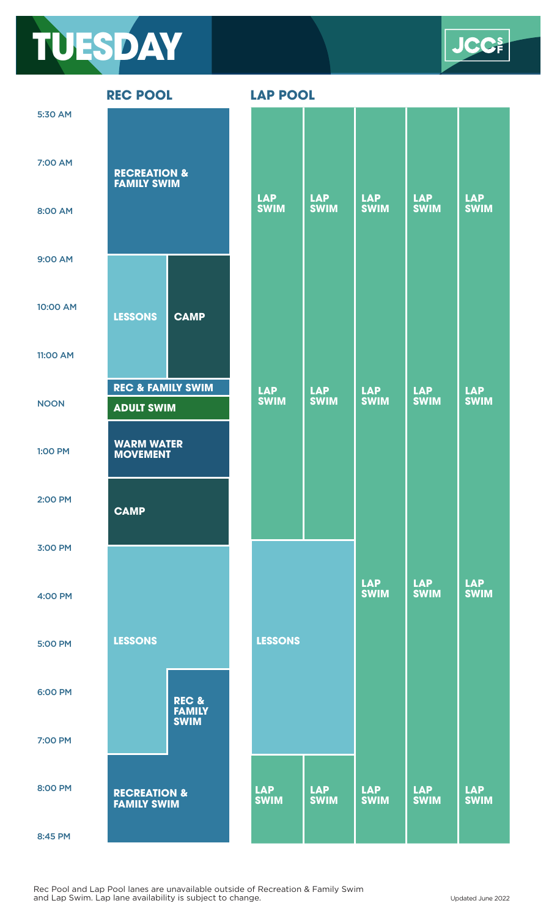# TUESDAY

JCCSF

## REC POOL

| Time | Activity |
| --- | --- |
| 5:30 AM – 9:00 AM | RECREATION & FAMILY SWIM |
| 9:00 AM – 11:30 AM | LESSONS / CAMP |
| 11:30 AM – 11:45 AM | REC & FAMILY SWIM |
| 11:45 AM – 12:15 PM | ADULT SWIM |
| 12:15 PM – 1:30 PM | WARM WATER MOVEMENT |
| 1:30 PM – 3:00 PM | CAMP |
| 3:00 PM – 5:30 PM | LESSONS |
| 5:30 PM – 7:15 PM | LESSONS / REC & FAMILY SWIM |
| 7:15 PM – 8:45 PM | RECREATION & FAMILY SWIM |

## LAP POOL

| Time | Lane 1 | Lane 2 | Lane 3 | Lane 4 | Lane 5 |
| --- | --- | --- | --- | --- | --- |
| 5:30 AM – 3:00 PM | LAP SWIM | LAP SWIM | LAP SWIM | LAP SWIM | LAP SWIM |
| 3:00 PM – 7:15 PM | LESSONS | | LAP SWIM | LAP SWIM | LAP SWIM |
| 7:15 PM – 8:45 PM | LAP SWIM | LAP SWIM | LAP SWIM | LAP SWIM | LAP SWIM |

Rec Pool and Lap Pool lanes are unavailable outside of Recreation & Family Swim and Lap Swim. Lap lane availability is subject to change.

Updated June 2022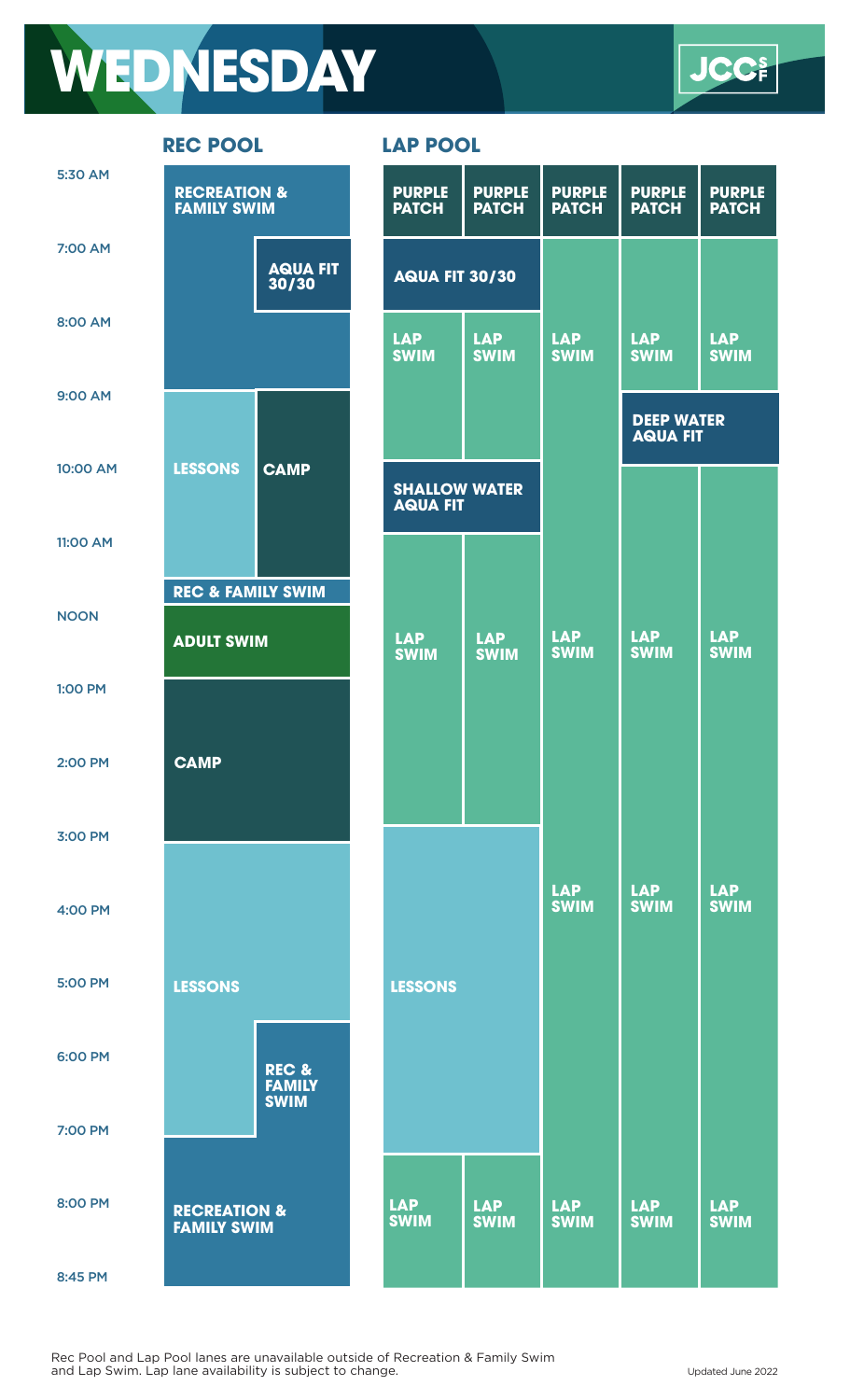# WEDNESDAY

JCCSF

## REC POOL

| Time | Rec Pool |
| --- | --- |
| 5:30 AM – 8:00 AM | RECREATION & FAMILY SWIM |
| 7:00 AM – 8:00 AM | AQUA FIT 30/30 |
| 9:00 AM – 11:30 AM | LESSONS / CAMP |
| 11:30 AM – NOON | REC & FAMILY SWIM |
| NOON – 1:00 PM | ADULT SWIM |
| 1:00 PM – 3:00 PM | CAMP |
| 3:00 PM – 7:00 PM | LESSONS |
| 5:30 PM – 7:00 PM | REC & FAMILY SWIM |
| 7:00 PM – 8:45 PM | RECREATION & FAMILY SWIM |

## LAP POOL

| Time | Lane 1 | Lane 2 | Lane 3 | Lane 4 | Lane 5 |
| --- | --- | --- | --- | --- | --- |
| 5:30 AM – 7:00 AM | PURPLE PATCH | PURPLE PATCH | PURPLE PATCH | PURPLE PATCH | PURPLE PATCH |
| 7:00 AM – 8:00 AM | AQUA FIT 30/30 | | LAP SWIM | LAP SWIM | LAP SWIM |
| 8:00 AM – 9:00 AM | LAP SWIM | LAP SWIM | LAP SWIM | LAP SWIM | LAP SWIM |
| 9:00 AM – 10:00 AM | LAP SWIM | LAP SWIM | LAP SWIM | DEEP WATER AQUA FIT | |
| 10:00 AM – 11:00 AM | SHALLOW WATER AQUA FIT | | LAP SWIM | LAP SWIM | LAP SWIM |
| 11:00 AM – 3:00 PM | LAP SWIM | LAP SWIM | LAP SWIM | LAP SWIM | LAP SWIM |
| 3:00 PM – 7:30 PM | LESSONS | | LAP SWIM | LAP SWIM | LAP SWIM |
| 7:30 PM – 8:45 PM | LAP SWIM | LAP SWIM | LAP SWIM | LAP SWIM | LAP SWIM |

Rec Pool and Lap Pool lanes are unavailable outside of Recreation & Family Swim and Lap Swim. Lap lane availability is subject to change.

Updated June 2022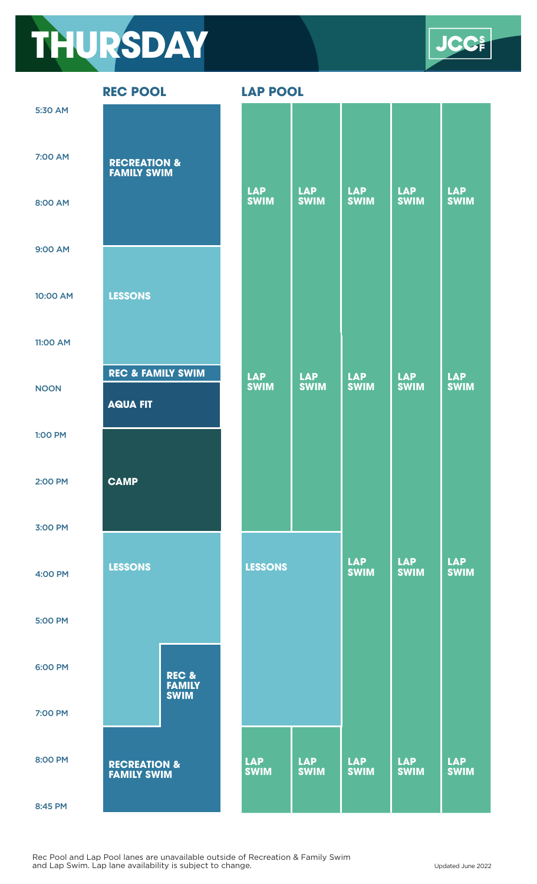# THURSDAY

JCCSF

| Time | REC POOL | LAP POOL Lane 1 | LAP POOL Lane 2 | LAP POOL Lane 3 | LAP POOL Lane 4 | LAP POOL Lane 5 |
|---|---|---|---|---|---|---|
| 5:30 AM – 9:00 AM | RECREATION & FAMILY SWIM | LAP SWIM | LAP SWIM | LAP SWIM | LAP SWIM | LAP SWIM |
| 9:00 AM – 11:30 AM | LESSONS | LAP SWIM | LAP SWIM | LAP SWIM | LAP SWIM | LAP SWIM |
| 11:30 AM – NOON | REC & FAMILY SWIM | LAP SWIM | LAP SWIM | LAP SWIM | LAP SWIM | LAP SWIM |
| NOON – 1:00 PM | AQUA FIT | LAP SWIM | LAP SWIM | LAP SWIM | LAP SWIM | LAP SWIM |
| 1:00 PM – 3:00 PM | CAMP | LAP SWIM | LAP SWIM | LAP SWIM | LAP SWIM | LAP SWIM |
| 3:00 PM – 5:30 PM | LESSONS | LESSONS | LESSONS | LAP SWIM | LAP SWIM | LAP SWIM |
| 5:30 PM – 7:15 PM | LESSONS / REC & FAMILY SWIM | LESSONS | LESSONS | LAP SWIM | LAP SWIM | LAP SWIM |
| 7:15 PM – 8:45 PM | RECREATION & FAMILY SWIM | LAP SWIM | LAP SWIM | LAP SWIM | LAP SWIM | LAP SWIM |

Rec Pool and Lap Pool lanes are unavailable outside of Recreation & Family Swim and Lap Swim. Lap lane availability is subject to change.

Updated June 2022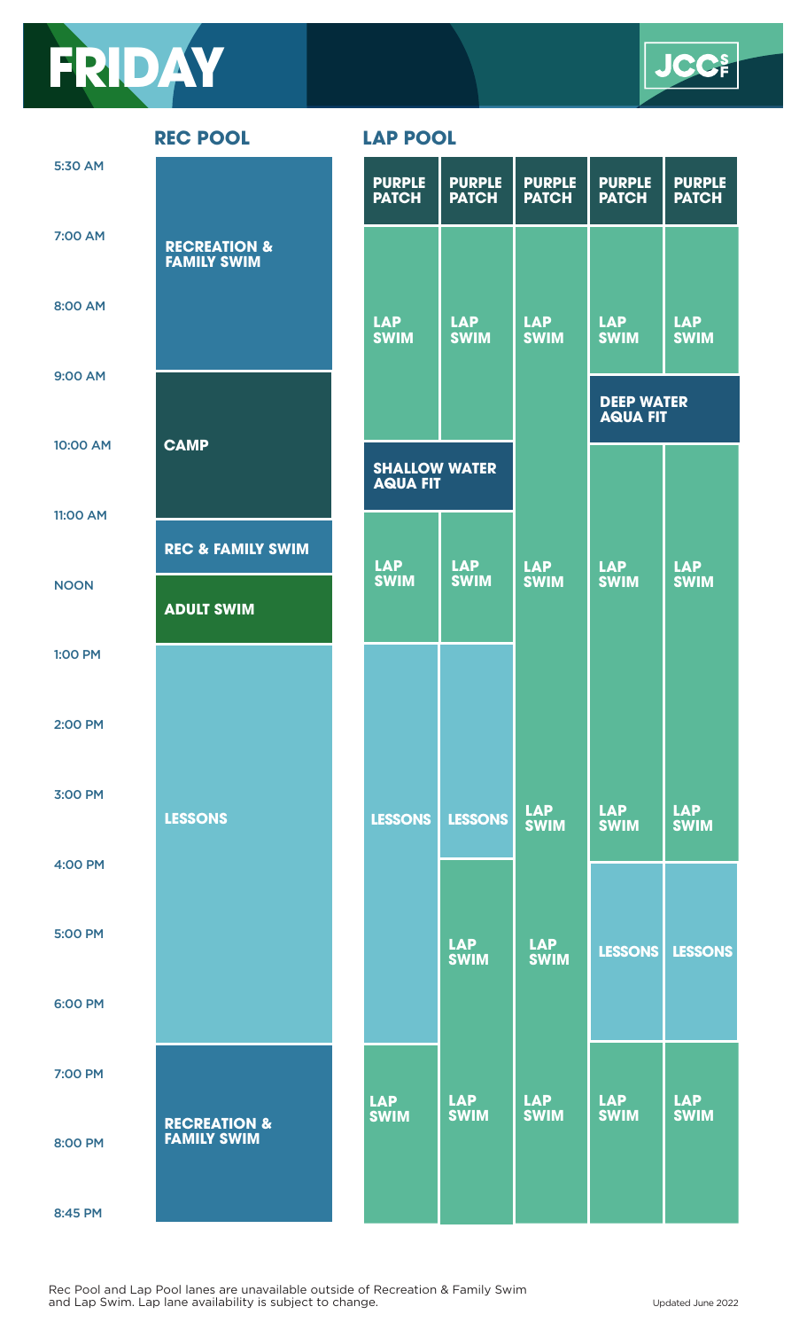# FRIDAY

JCCSF

| Time | REC POOL | LAP POOL Lane 1 | LAP POOL Lane 2 | LAP POOL Lane 3 | LAP POOL Lane 4 | LAP POOL Lane 5 |
|---|---|---|---|---|---|---|
| 5:30 AM | RECREATION & FAMILY SWIM | PURPLE PATCH | PURPLE PATCH | PURPLE PATCH | PURPLE PATCH | PURPLE PATCH |
| 7:00 AM | RECREATION & FAMILY SWIM | LAP SWIM | LAP SWIM | LAP SWIM | LAP SWIM | LAP SWIM |
| 8:00 AM | RECREATION & FAMILY SWIM | LAP SWIM | LAP SWIM | LAP SWIM | LAP SWIM | LAP SWIM |
| 9:00 AM | CAMP | LAP SWIM | LAP SWIM | LAP SWIM | DEEP WATER AQUA FIT | DEEP WATER AQUA FIT |
| 10:00 AM | CAMP | SHALLOW WATER AQUA FIT | SHALLOW WATER AQUA FIT | LAP SWIM | LAP SWIM | LAP SWIM |
| 11:00 AM | REC & FAMILY SWIM | LAP SWIM | LAP SWIM | LAP SWIM | LAP SWIM | LAP SWIM |
| NOON | ADULT SWIM | LAP SWIM | LAP SWIM | LAP SWIM | LAP SWIM | LAP SWIM |
| 1:00 PM | LESSONS | LESSONS | LESSONS | LAP SWIM | LAP SWIM | LAP SWIM |
| 2:00 PM | LESSONS | LESSONS | LESSONS | LAP SWIM | LAP SWIM | LAP SWIM |
| 3:00 PM | LESSONS | LESSONS | LESSONS | LAP SWIM | LAP SWIM | LAP SWIM |
| 4:00 PM | LESSONS | LESSONS | LAP SWIM | LAP SWIM | LESSONS | LESSONS |
| 5:00 PM | LESSONS | LESSONS | LAP SWIM | LAP SWIM | LESSONS | LESSONS |
| 6:00 PM | LESSONS | LESSONS | LAP SWIM | LAP SWIM | LESSONS | LESSONS |
| 7:00 PM | RECREATION & FAMILY SWIM | LAP SWIM | LAP SWIM | LAP SWIM | LAP SWIM | LAP SWIM |
| 8:00 PM – 8:45 PM | RECREATION & FAMILY SWIM | LAP SWIM | LAP SWIM | LAP SWIM | LAP SWIM | LAP SWIM |

Rec Pool and Lap Pool lanes are unavailable outside of Recreation & Family Swim and Lap Swim. Lap lane availability is subject to change.

Updated June 2022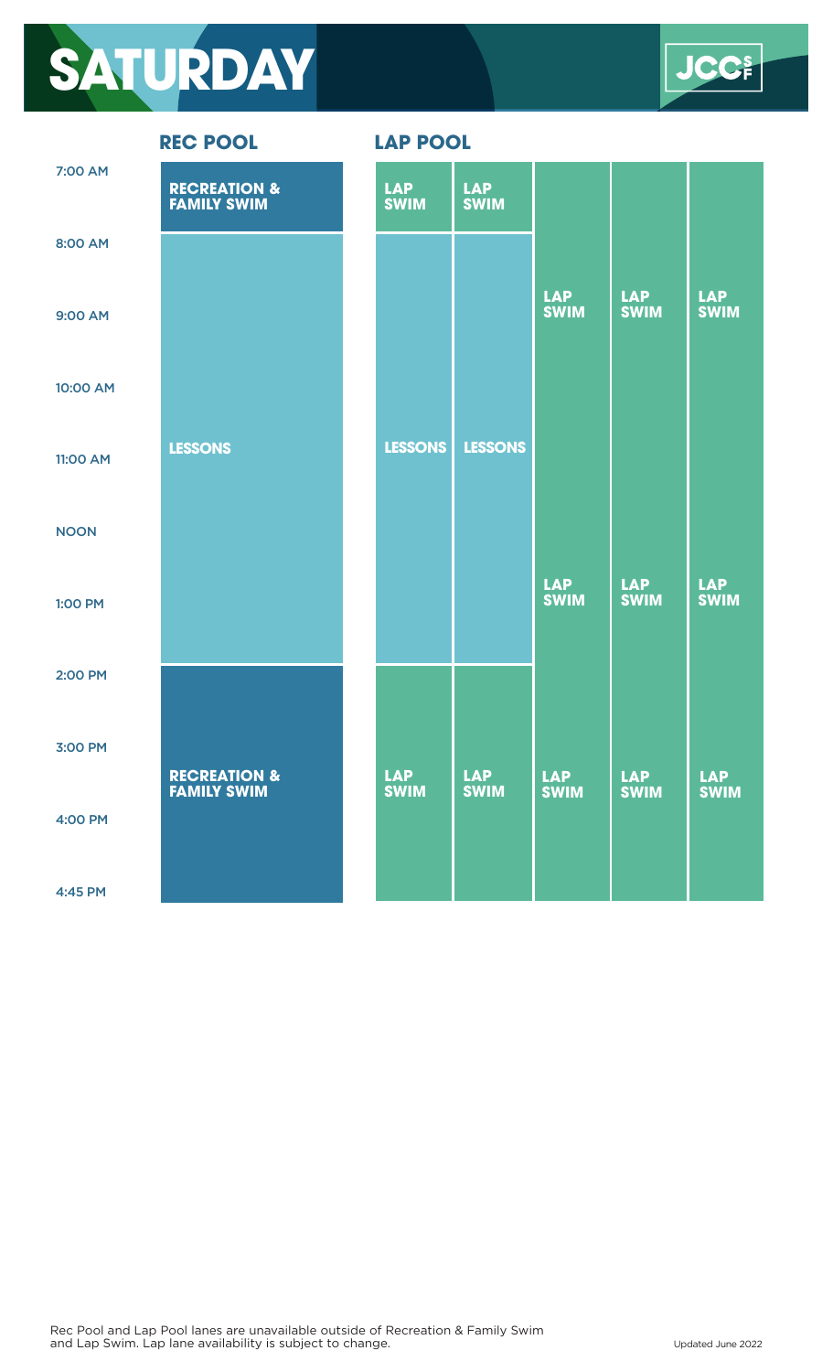# SATURDAY

JCCSF

| Time | REC POOL | LAP POOL Lane 1 | LAP POOL Lane 2 | LAP POOL Lane 3 | LAP POOL Lane 4 | LAP POOL Lane 5 |
|---|---|---|---|---|---|---|
| 7:00 AM | RECREATION & FAMILY SWIM | LAP SWIM | LAP SWIM | LAP SWIM | LAP SWIM | LAP SWIM |
| 8:00 AM | LESSONS | LESSONS | LESSONS | LAP SWIM | LAP SWIM | LAP SWIM |
| 9:00 AM | LESSONS | LESSONS | LESSONS | LAP SWIM | LAP SWIM | LAP SWIM |
| 10:00 AM | LESSONS | LESSONS | LESSONS | LAP SWIM | LAP SWIM | LAP SWIM |
| 11:00 AM | LESSONS | LESSONS | LESSONS | LAP SWIM | LAP SWIM | LAP SWIM |
| NOON | LESSONS | LESSONS | LESSONS | LAP SWIM | LAP SWIM | LAP SWIM |
| 1:00 PM | LESSONS | LESSONS | LESSONS | LAP SWIM | LAP SWIM | LAP SWIM |
| 2:00 PM | RECREATION & FAMILY SWIM | LAP SWIM | LAP SWIM | LAP SWIM | LAP SWIM | LAP SWIM |
| 3:00 PM | RECREATION & FAMILY SWIM | LAP SWIM | LAP SWIM | LAP SWIM | LAP SWIM | LAP SWIM |
| 4:00 PM | RECREATION & FAMILY SWIM | LAP SWIM | LAP SWIM | LAP SWIM | LAP SWIM | LAP SWIM |
| 4:45 PM | | | | | | |

Rec Pool and Lap Pool lanes are unavailable outside of Recreation & Family Swim and Lap Swim. Lap lane availability is subject to change.

Updated June 2022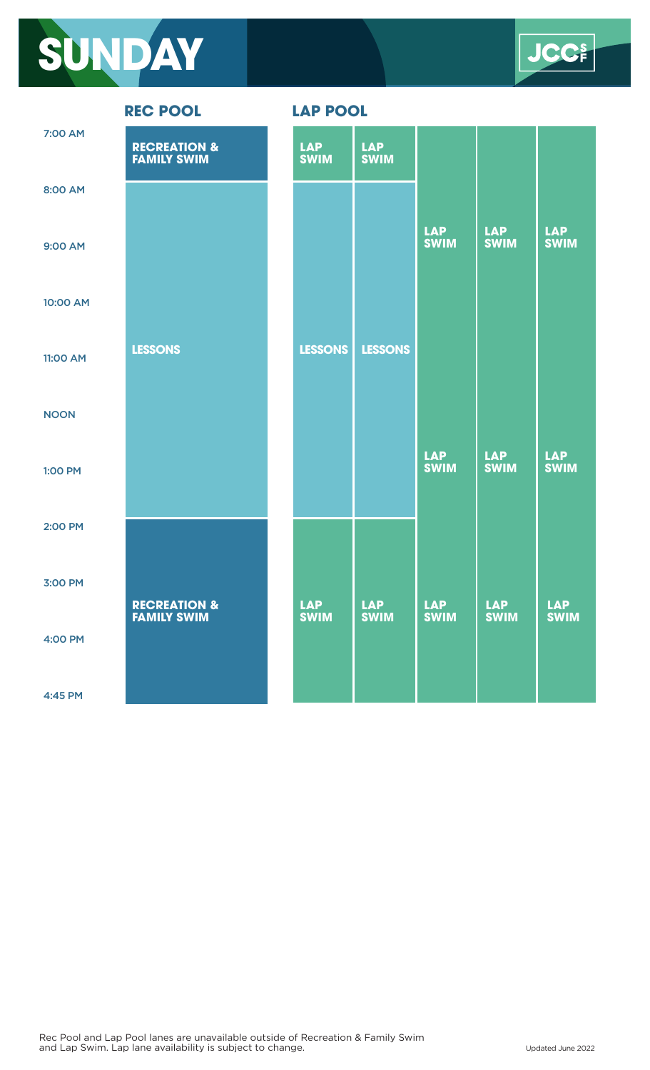# SUNDAY

JCC SF

| | REC POOL | LAP POOL | | | | |
|---|---|---|---|---|---|---|
| 7:00 AM | RECREATION & FAMILY SWIM | LAP SWIM | LAP SWIM | LAP SWIM | LAP SWIM | LAP SWIM |
| 8:00 AM | LESSONS | LESSONS | LESSONS | | | |
| 9:00 AM | | | | | | |
| 10:00 AM | | | | | | |
| 11:00 AM | | | | | | |
| NOON | | | | | | |
| 1:00 PM | | | | LAP SWIM | LAP SWIM | LAP SWIM |
| 2:00 PM | RECREATION & FAMILY SWIM | LAP SWIM | LAP SWIM | | | |
| 3:00 PM | | | | LAP SWIM | LAP SWIM | LAP SWIM |
| 4:00 PM | | | | | | |
| 4:45 PM | | | | | | |

Rec Pool and Lap Pool lanes are unavailable outside of Recreation & Family Swim and Lap Swim. Lap lane availability is subject to change.

Updated June 2022